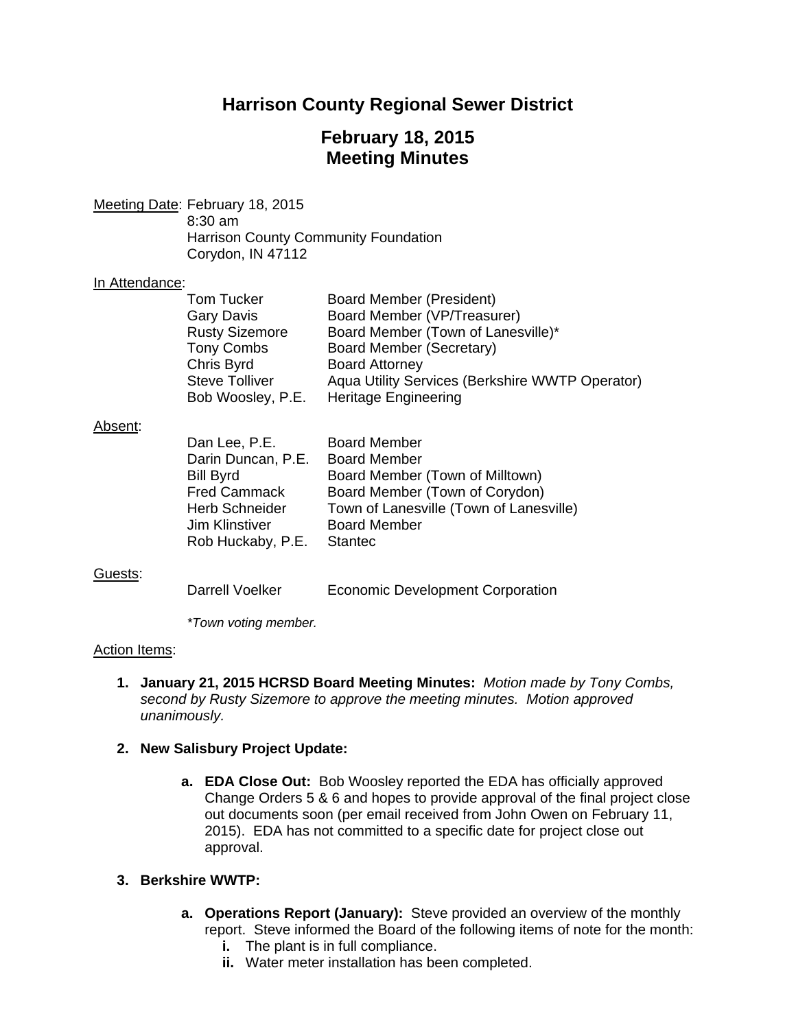# Harrison County Regional Sewer District

## February 18, 2015
## Meeting Minutes

Meeting Date: February 18, 2015
8:30 am
Harrison County Community Foundation
Corydon, IN 47112

In Attendance:

| | |
|---|---|
| Tom Tucker | Board Member (President) |
| Gary Davis | Board Member (VP/Treasurer) |
| Rusty Sizemore | Board Member (Town of Lanesville)* |
| Tony Combs | Board Member (Secretary) |
| Chris Byrd | Board Attorney |
| Steve Tolliver | Aqua Utility Services (Berkshire WWTP Operator) |
| Bob Woosley, P.E. | Heritage Engineering |

Absent:

| | |
|---|---|
| Dan Lee, P.E. | Board Member |
| Darin Duncan, P.E. | Board Member |
| Bill Byrd | Board Member (Town of Milltown) |
| Fred Cammack | Board Member (Town of Corydon) |
| Herb Schneider | Town of Lanesville (Town of Lanesville) |
| Jim Klinstiver | Board Member |
| Rob Huckaby, P.E. | Stantec |

Guests:

| | |
|---|---|
| Darrell Voelker | Economic Development Corporation |

*\*Town voting member.*

Action Items:

1. **January 21, 2015 HCRSD Board Meeting Minutes:** *Motion made by Tony Combs, second by Rusty Sizemore to approve the meeting minutes. Motion approved unanimously.*

2. **New Salisbury Project Update:**

   a. **EDA Close Out:** Bob Woosley reported the EDA has officially approved Change Orders 5 & 6 and hopes to provide approval of the final project close out documents soon (per email received from John Owen on February 11, 2015). EDA has not committed to a specific date for project close out approval.

3. **Berkshire WWTP:**

   a. **Operations Report (January):** Steve provided an overview of the monthly report. Steve informed the Board of the following items of note for the month:
      - i. The plant is in full compliance.
      - ii. Water meter installation has been completed.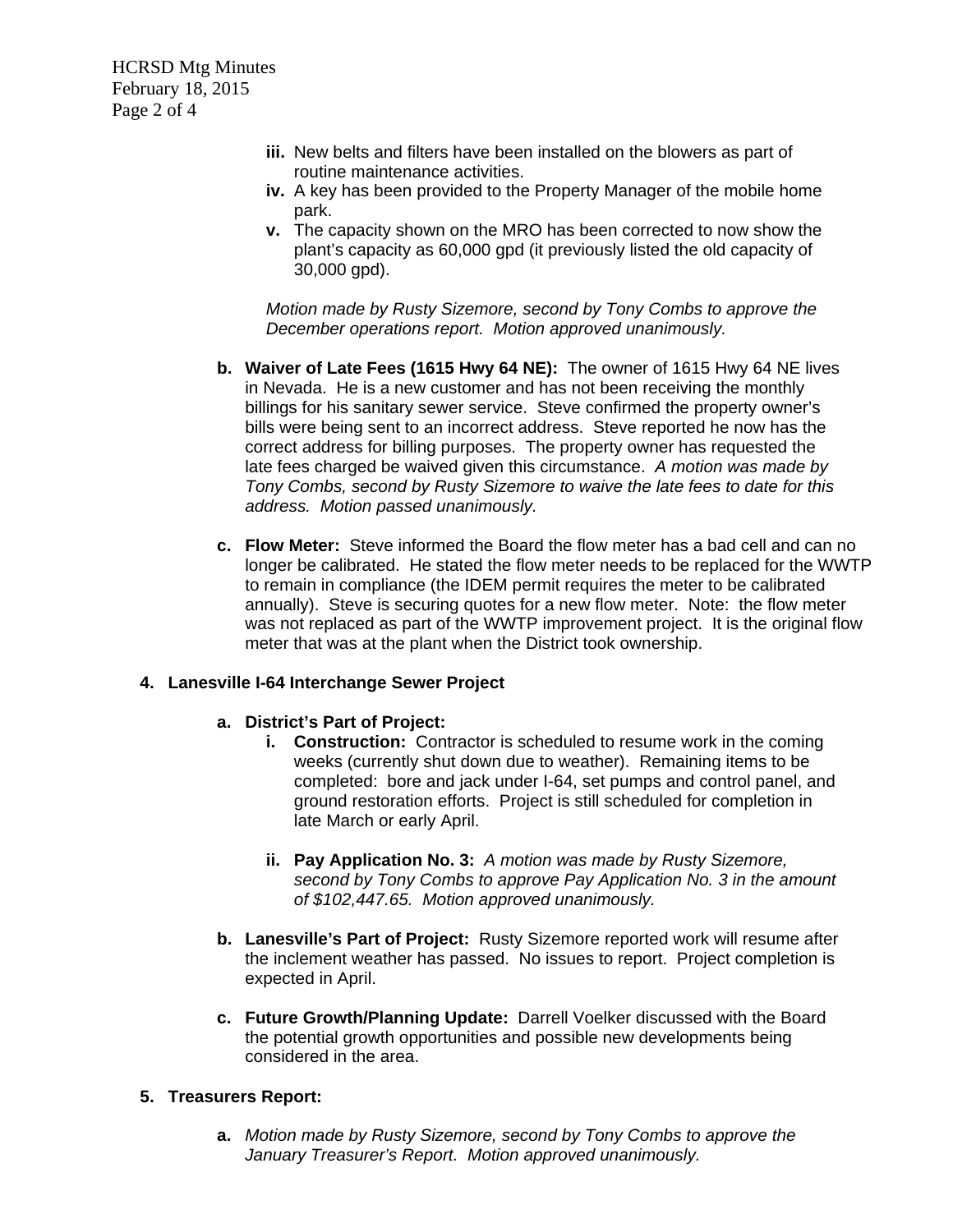iii. New belts and filters have been installed on the blowers as part of routine maintenance activities.

iv. A key has been provided to the Property Manager of the mobile home park.

v. The capacity shown on the MRO has been corrected to now show the plant's capacity as 60,000 gpd (it previously listed the old capacity of 30,000 gpd).

*Motion made by Rusty Sizemore, second by Tony Combs to approve the December operations report. Motion approved unanimously.*

**b. Waiver of Late Fees (1615 Hwy 64 NE):** The owner of 1615 Hwy 64 NE lives in Nevada. He is a new customer and has not been receiving the monthly billings for his sanitary sewer service. Steve confirmed the property owner's bills were being sent to an incorrect address. Steve reported he now has the correct address for billing purposes. The property owner has requested the late fees charged be waived given this circumstance. *A motion was made by Tony Combs, second by Rusty Sizemore to waive the late fees to date for this address. Motion passed unanimously.*

**c. Flow Meter:** Steve informed the Board the flow meter has a bad cell and can no longer be calibrated. He stated the flow meter needs to be replaced for the WWTP to remain in compliance (the IDEM permit requires the meter to be calibrated annually). Steve is securing quotes for a new flow meter. Note: the flow meter was not replaced as part of the WWTP improvement project. It is the original flow meter that was at the plant when the District took ownership.

**4. Lanesville I-64 Interchange Sewer Project**

**a. District's Part of Project:**

**i. Construction:** Contractor is scheduled to resume work in the coming weeks (currently shut down due to weather). Remaining items to be completed: bore and jack under I-64, set pumps and control panel, and ground restoration efforts. Project is still scheduled for completion in late March or early April.

**ii. Pay Application No. 3:** *A motion was made by Rusty Sizemore, second by Tony Combs to approve Pay Application No. 3 in the amount of $102,447.65. Motion approved unanimously.*

**b. Lanesville's Part of Project:** Rusty Sizemore reported work will resume after the inclement weather has passed. No issues to report. Project completion is expected in April.

**c. Future Growth/Planning Update:** Darrell Voelker discussed with the Board the potential growth opportunities and possible new developments being considered in the area.

**5. Treasurers Report:**

**a.** *Motion made by Rusty Sizemore, second by Tony Combs to approve the January Treasurer's Report. Motion approved unanimously.*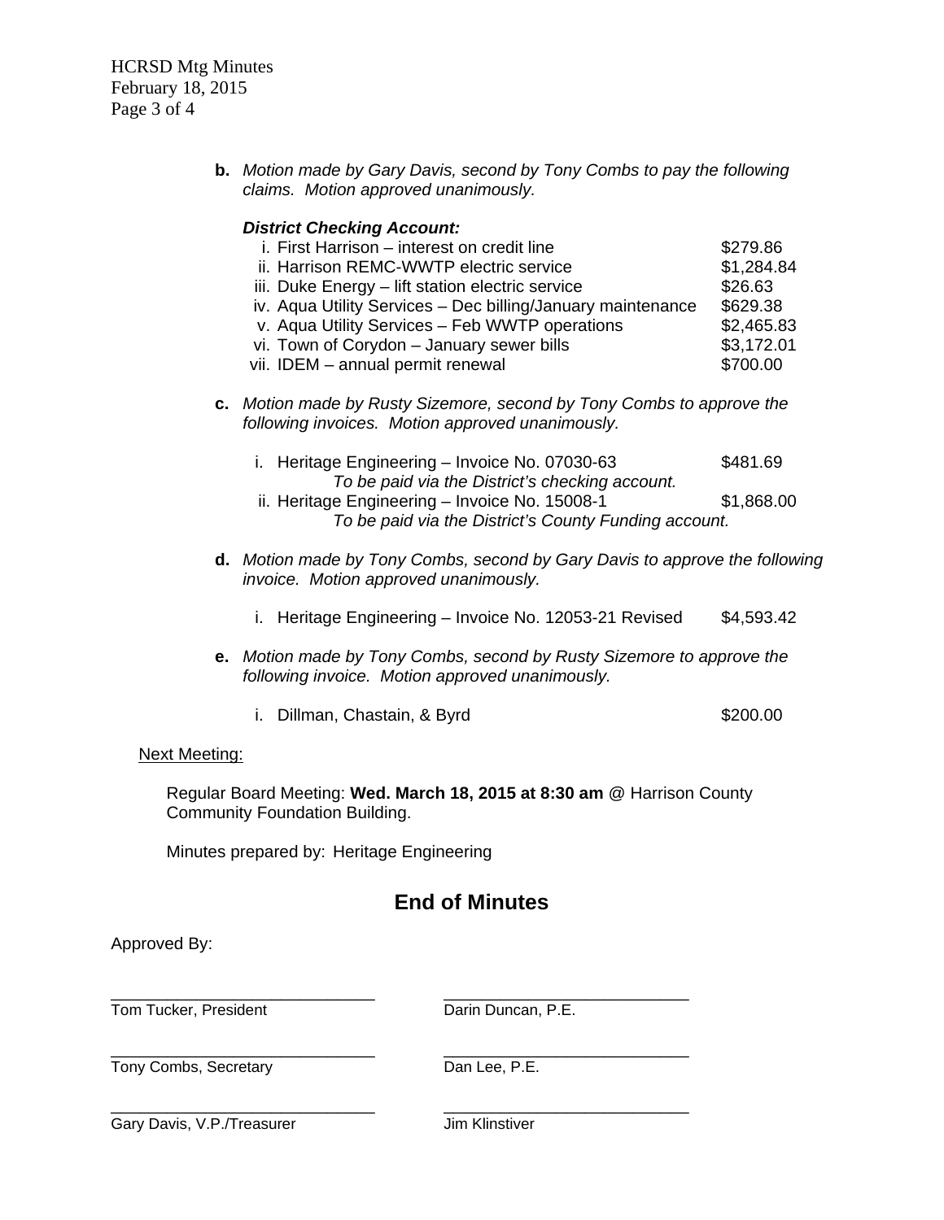**b.** *Motion made by Gary Davis, second by Tony Combs to pay the following claims. Motion approved unanimously.*

***District Checking Account:***

| | |
|---|---|
| i. First Harrison – interest on credit line | $279.86 |
| ii. Harrison REMC-WWTP electric service | $1,284.84 |
| iii. Duke Energy – lift station electric service | $26.63 |
| iv. Aqua Utility Services – Dec billing/January maintenance | $629.38 |
| v. Aqua Utility Services – Feb WWTP operations | $2,465.83 |
| vi. Town of Corydon – January sewer bills | $3,172.01 |
| vii. IDEM – annual permit renewal | $700.00 |

**c.** *Motion made by Rusty Sizemore, second by Tony Combs to approve the following invoices. Motion approved unanimously.*

i. Heritage Engineering – Invoice No. 07030-63 — $481.69
*To be paid via the District's checking account.*

ii. Heritage Engineering – Invoice No. 15008-1 — $1,868.00
*To be paid via the District's County Funding account.*

**d.** *Motion made by Tony Combs, second by Gary Davis to approve the following invoice. Motion approved unanimously.*

i. Heritage Engineering – Invoice No. 12053-21 Revised — $4,593.42

**e.** *Motion made by Tony Combs, second by Rusty Sizemore to approve the following invoice. Motion approved unanimously.*

i. Dillman, Chastain, & Byrd — $200.00

<u>Next Meeting:</u>

Regular Board Meeting: **Wed. March 18, 2015 at 8:30 am** @ Harrison County Community Foundation Building.

Minutes prepared by: Heritage Engineering

## End of Minutes

Approved By:

| | |
|---|---|
| ______________________________ | ______________________________ |
| Tom Tucker, President | Darin Duncan, P.E. |
| ______________________________ | ______________________________ |
| Tony Combs, Secretary | Dan Lee, P.E. |
| ______________________________ | ______________________________ |
| Gary Davis, V.P./Treasurer | Jim Klinstiver |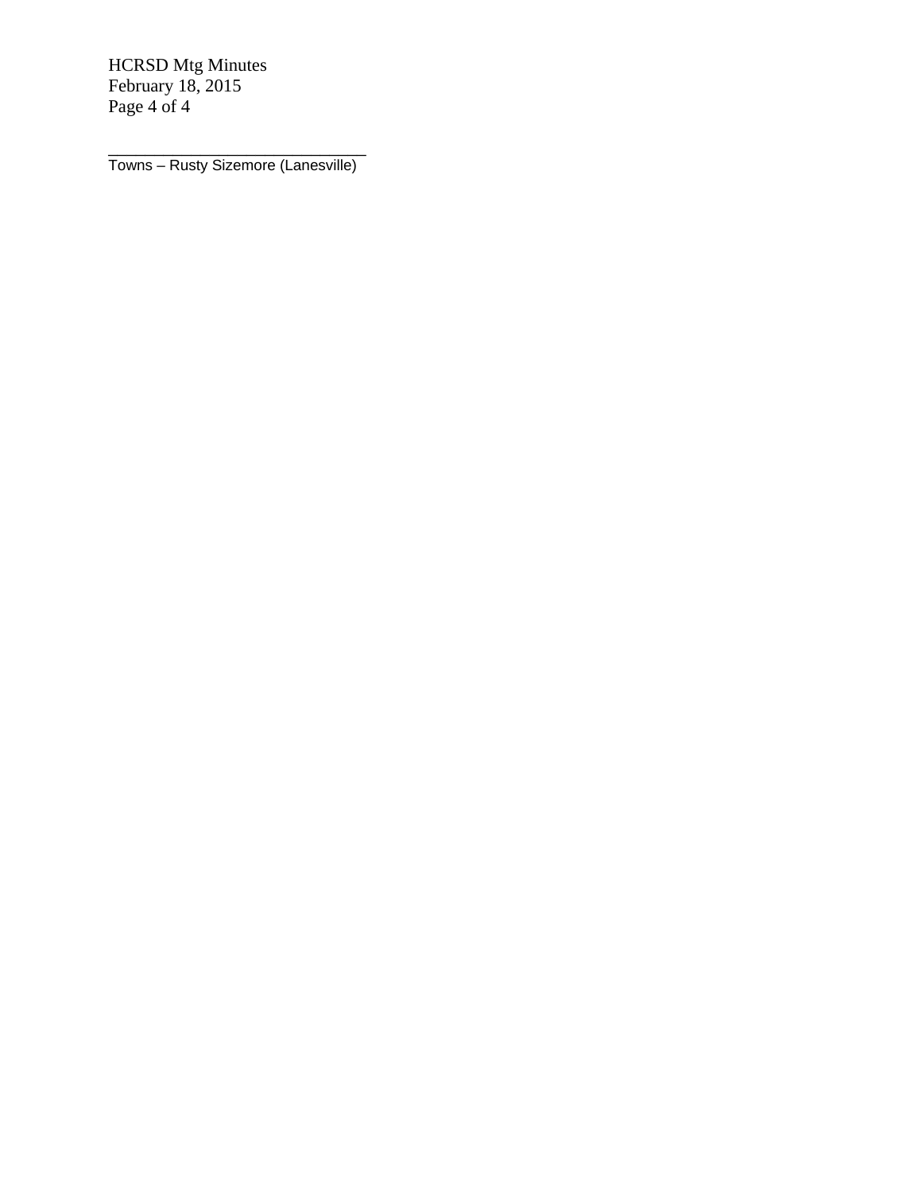\_\_\_\_\_\_\_\_\_\_\_\_\_\_\_\_\_\_\_\_\_\_\_\_\_\_\_\_\_\_

Towns – Rusty Sizemore (Lanesville)